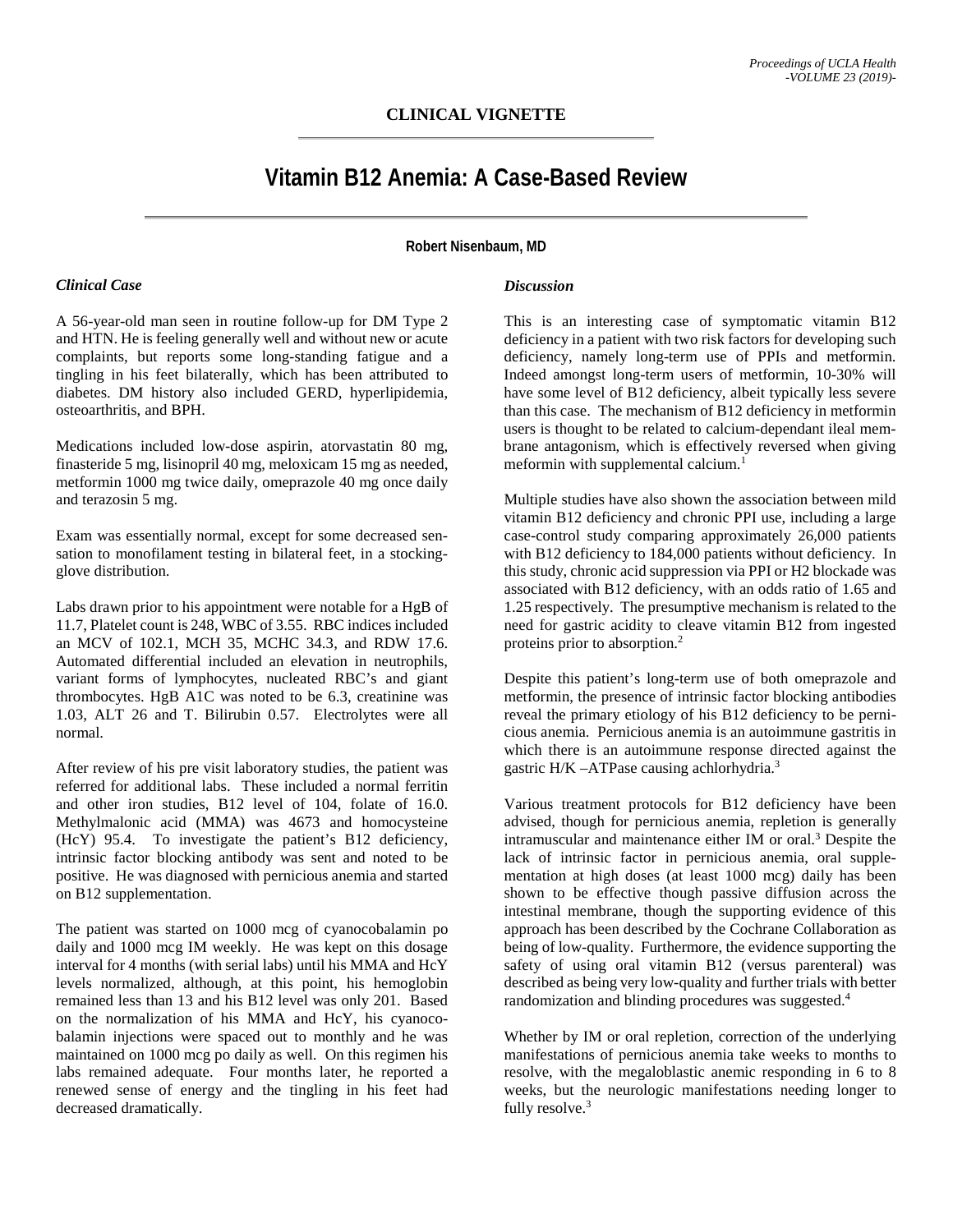CLINICAL VIGNETTE

# Vitamin B12 Anemia: A Case-Based Review

**Robert Nisenbaum, MD**

## *Clinical Case*

A 56-year-old man seen in routine follow-up for DM Type 2 and HTN. He is feeling generally well and without new or acute complaints, but reports some long-standing fatigue and a tingling in his feet bilaterally, which has been attributed to diabetes. DM history also included GERD, hyperlipidemia, osteoarthritis, and BPH.

Medications included low-dose aspirin, atorvastatin 80 mg, finasteride 5 mg, lisinopril 40 mg, meloxicam 15 mg as needed, metformin 1000 mg twice daily, omeprazole 40 mg once daily and terazosin 5 mg.

Exam was essentially normal, except for some decreased sensation to monofilament testing in bilateral feet, in a stocking-glove distribution.

Labs drawn prior to his appointment were notable for a HgB of 11.7, Platelet count is 248, WBC of 3.55. RBC indices included an MCV of 102.1, MCH 35, MCHC 34.3, and RDW 17.6. Automated differential included an elevation in neutrophils, variant forms of lymphocytes, nucleated RBC's and giant thrombocytes. HgB A1C was noted to be 6.3, creatinine was 1.03, ALT 26 and T. Bilirubin 0.57. Electrolytes were all normal.

After review of his pre visit laboratory studies, the patient was referred for additional labs. These included a normal ferritin and other iron studies, B12 level of 104, folate of 16.0. Methylmalonic acid (MMA) was 4673 and homocysteine (HcY) 95.4. To investigate the patient's B12 deficiency, intrinsic factor blocking antibody was sent and noted to be positive. He was diagnosed with pernicious anemia and started on B12 supplementation.

The patient was started on 1000 mcg of cyanocobalamin po daily and 1000 mcg IM weekly. He was kept on this dosage interval for 4 months (with serial labs) until his MMA and HcY levels normalized, although, at this point, his hemoglobin remained less than 13 and his B12 level was only 201. Based on the normalization of his MMA and HcY, his cyanocobalamin injections were spaced out to monthly and he was maintained on 1000 mcg po daily as well. On this regimen his labs remained adequate. Four months later, he reported a renewed sense of energy and the tingling in his feet had decreased dramatically.

## *Discussion*

This is an interesting case of symptomatic vitamin B12 deficiency in a patient with two risk factors for developing such deficiency, namely long-term use of PPIs and metformin. Indeed amongst long-term users of metformin, 10-30% will have some level of B12 deficiency, albeit typically less severe than this case. The mechanism of B12 deficiency in metformin users is thought to be related to calcium-dependant ileal membrane antagonism, which is effectively reversed when giving meformin with supplemental calcium.[1]

Multiple studies have also shown the association between mild vitamin B12 deficiency and chronic PPI use, including a large case-control study comparing approximately 26,000 patients with B12 deficiency to 184,000 patients without deficiency. In this study, chronic acid suppression via PPI or H2 blockade was associated with B12 deficiency, with an odds ratio of 1.65 and 1.25 respectively. The presumptive mechanism is related to the need for gastric acidity to cleave vitamin B12 from ingested proteins prior to absorption.[2]

Despite this patient's long-term use of both omeprazole and metformin, the presence of intrinsic factor blocking antibodies reveal the primary etiology of his B12 deficiency to be pernicious anemia. Pernicious anemia is an autoimmune gastritis in which there is an autoimmune response directed against the gastric H/K –ATPase causing achlorhydria.[3]

Various treatment protocols for B12 deficiency have been advised, though for pernicious anemia, repletion is generally intramuscular and maintenance either IM or oral.[3] Despite the lack of intrinsic factor in pernicious anemia, oral supplementation at high doses (at least 1000 mcg) daily has been shown to be effective though passive diffusion across the intestinal membrane, though the supporting evidence of this approach has been described by the Cochrane Collaboration as being of low-quality. Furthermore, the evidence supporting the safety of using oral vitamin B12 (versus parenteral) was described as being very low-quality and further trials with better randomization and blinding procedures was suggested.[4]

Whether by IM or oral repletion, correction of the underlying manifestations of pernicious anemia take weeks to months to resolve, with the megaloblastic anemic responding in 6 to 8 weeks, but the neurologic manifestations needing longer to fully resolve.[3]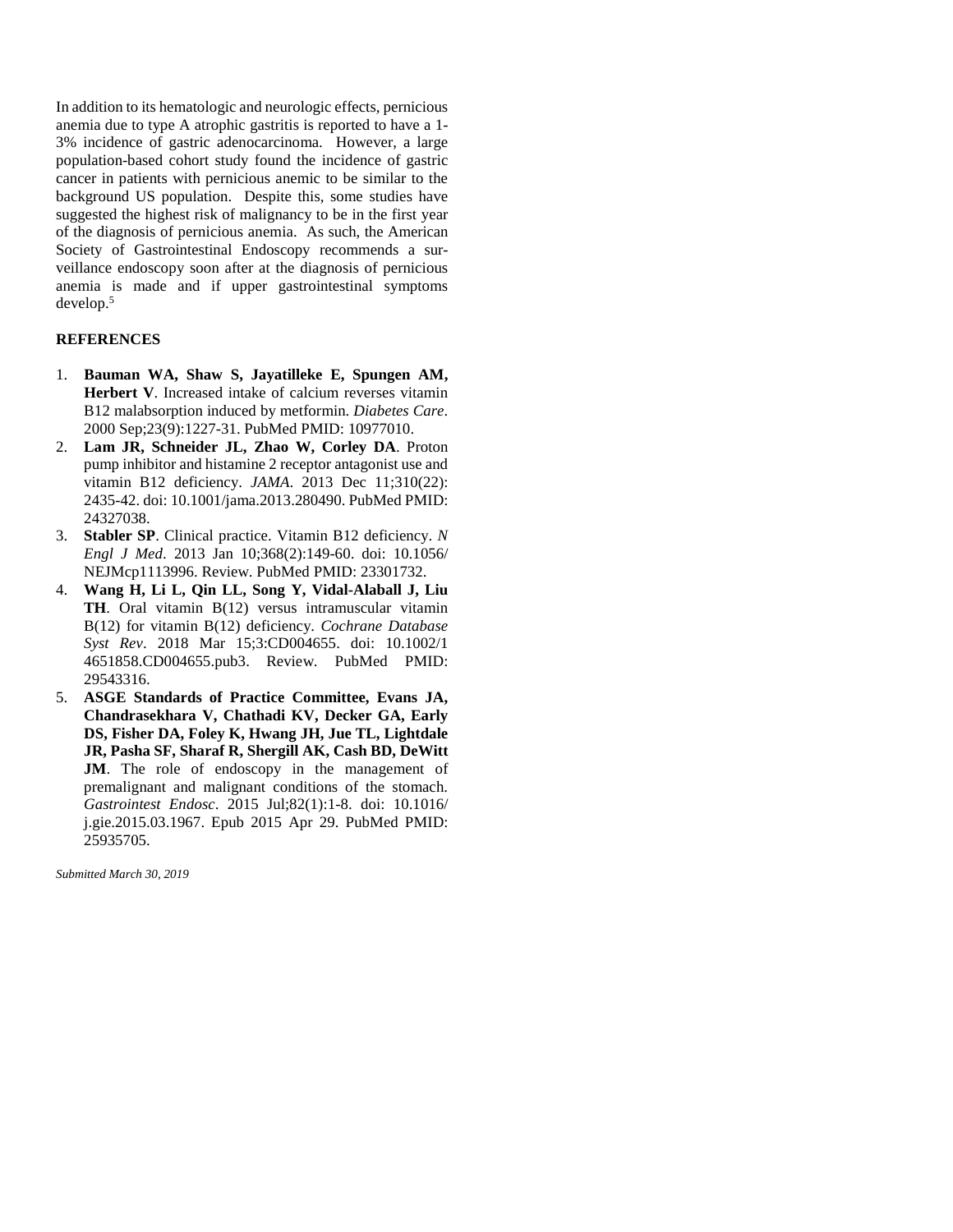In addition to its hematologic and neurologic effects, pernicious anemia due to type A atrophic gastritis is reported to have a 1-3% incidence of gastric adenocarcinoma. However, a large population-based cohort study found the incidence of gastric cancer in patients with pernicious anemic to be similar to the background US population. Despite this, some studies have suggested the highest risk of malignancy to be in the first year of the diagnosis of pernicious anemia. As such, the American Society of Gastrointestinal Endoscopy recommends a surveillance endoscopy soon after at the diagnosis of pernicious anemia is made and if upper gastrointestinal symptoms develop.[5]

## REFERENCES

1. **Bauman WA, Shaw S, Jayatilleke E, Spungen AM, Herbert V**. Increased intake of calcium reverses vitamin B12 malabsorption induced by metformin. *Diabetes Care*. 2000 Sep;23(9):1227-31. PubMed PMID: 10977010.
2. **Lam JR, Schneider JL, Zhao W, Corley DA**. Proton pump inhibitor and histamine 2 receptor antagonist use and vitamin B12 deficiency. *JAMA*. 2013 Dec 11;310(22): 2435-42. doi: 10.1001/jama.2013.280490. PubMed PMID: 24327038.
3. **Stabler SP**. Clinical practice. Vitamin B12 deficiency. *N Engl J Med*. 2013 Jan 10;368(2):149-60. doi: 10.1056/ NEJMcp1113996. Review. PubMed PMID: 23301732.
4. **Wang H, Li L, Qin LL, Song Y, Vidal-Alaball J, Liu TH**. Oral vitamin B(12) versus intramuscular vitamin B(12) for vitamin B(12) deficiency. *Cochrane Database Syst Rev*. 2018 Mar 15;3:CD004655. doi: 10.1002/1 4651858.CD004655.pub3. Review. PubMed PMID: 29543316.
5. **ASGE Standards of Practice Committee, Evans JA, Chandrasekhara V, Chathadi KV, Decker GA, Early DS, Fisher DA, Foley K, Hwang JH, Jue TL, Lightdale JR, Pasha SF, Sharaf R, Shergill AK, Cash BD, DeWitt JM**. The role of endoscopy in the management of premalignant and malignant conditions of the stomach. *Gastrointest Endosc*. 2015 Jul;82(1):1-8. doi: 10.1016/ j.gie.2015.03.1967. Epub 2015 Apr 29. PubMed PMID: 25935705.

*Submitted March 30, 2019*